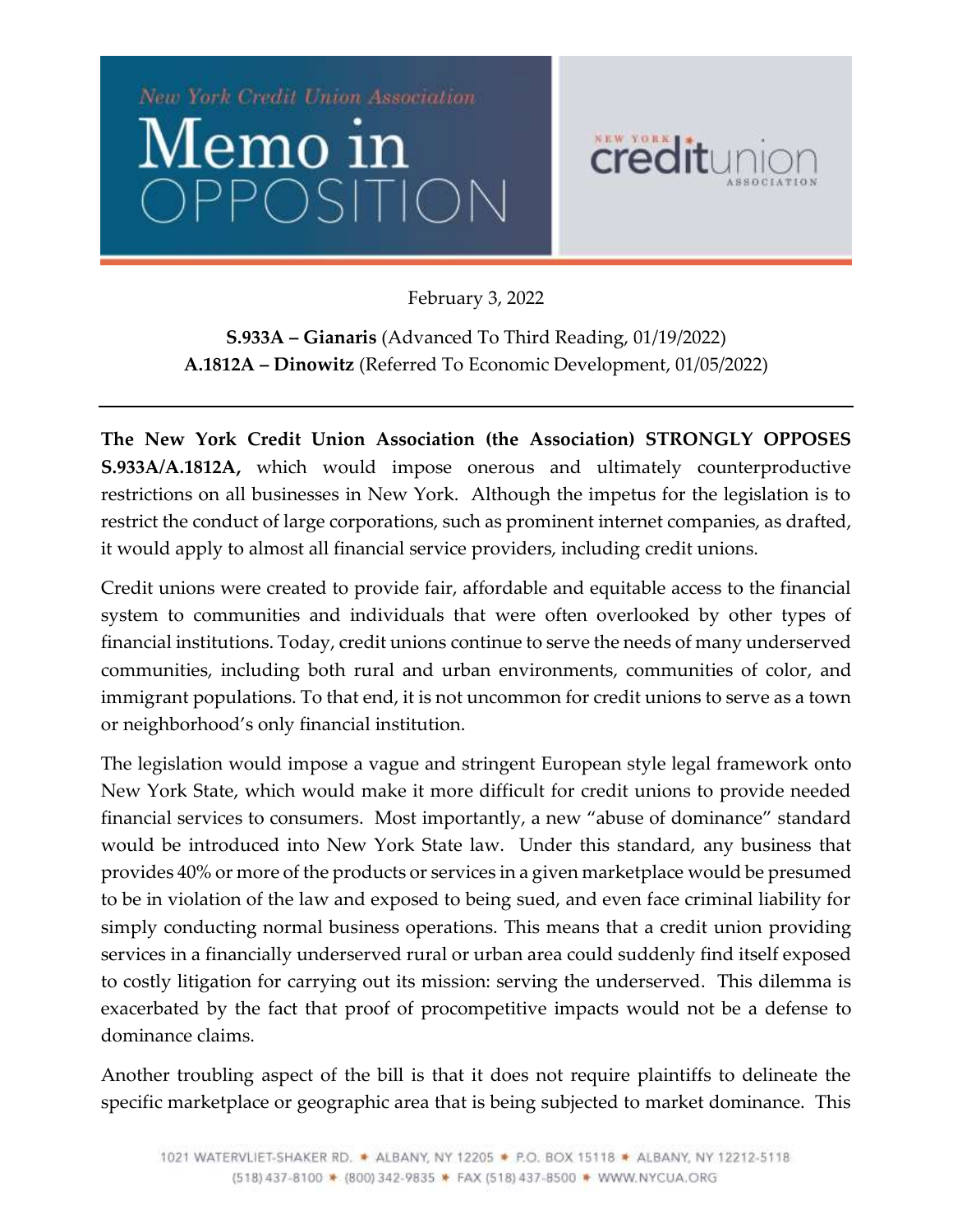New York Credit Union Association

# Memo in OPPOSITION

February 3, 2022

**S.933A – Gianaris** (Advanced To Third Reading, 01/19/2022)
**A.1812A – Dinowitz** (Referred To Economic Development, 01/05/2022)

---

**The New York Credit Union Association (the Association) STRONGLY OPPOSES S.933A/A.1812A,** which would impose onerous and ultimately counterproductive restrictions on all businesses in New York. Although the impetus for the legislation is to restrict the conduct of large corporations, such as prominent internet companies, as drafted, it would apply to almost all financial service providers, including credit unions.

Credit unions were created to provide fair, affordable and equitable access to the financial system to communities and individuals that were often overlooked by other types of financial institutions. Today, credit unions continue to serve the needs of many underserved communities, including both rural and urban environments, communities of color, and immigrant populations. To that end, it is not uncommon for credit unions to serve as a town or neighborhood's only financial institution.

The legislation would impose a vague and stringent European style legal framework onto New York State, which would make it more difficult for credit unions to provide needed financial services to consumers. Most importantly, a new "abuse of dominance" standard would be introduced into New York State law. Under this standard, any business that provides 40% or more of the products or services in a given marketplace would be presumed to be in violation of the law and exposed to being sued, and even face criminal liability for simply conducting normal business operations. This means that a credit union providing services in a financially underserved rural or urban area could suddenly find itself exposed to costly litigation for carrying out its mission: serving the underserved. This dilemma is exacerbated by the fact that proof of procompetitive impacts would not be a defense to dominance claims.

Another troubling aspect of the bill is that it does not require plaintiffs to delineate the specific marketplace or geographic area that is being subjected to market dominance. This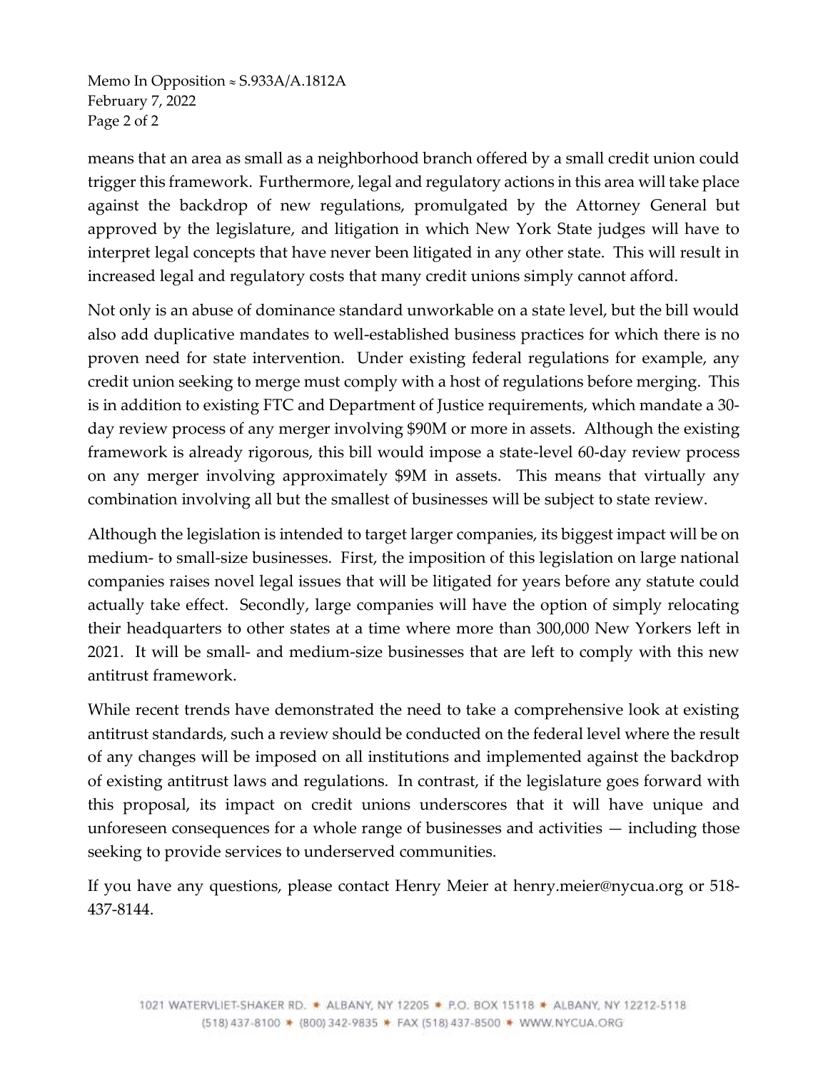means that an area as small as a neighborhood branch offered by a small credit union could trigger this framework. Furthermore, legal and regulatory actions in this area will take place against the backdrop of new regulations, promulgated by the Attorney General but approved by the legislature, and litigation in which New York State judges will have to interpret legal concepts that have never been litigated in any other state. This will result in increased legal and regulatory costs that many credit unions simply cannot afford.

Not only is an abuse of dominance standard unworkable on a state level, but the bill would also add duplicative mandates to well-established business practices for which there is no proven need for state intervention. Under existing federal regulations for example, any credit union seeking to merge must comply with a host of regulations before merging. This is in addition to existing FTC and Department of Justice requirements, which mandate a 30-day review process of any merger involving $90M or more in assets. Although the existing framework is already rigorous, this bill would impose a state-level 60-day review process on any merger involving approximately $9M in assets. This means that virtually any combination involving all but the smallest of businesses will be subject to state review.

Although the legislation is intended to target larger companies, its biggest impact will be on medium- to small-size businesses. First, the imposition of this legislation on large national companies raises novel legal issues that will be litigated for years before any statute could actually take effect. Secondly, large companies will have the option of simply relocating their headquarters to other states at a time where more than 300,000 New Yorkers left in 2021. It will be small- and medium-size businesses that are left to comply with this new antitrust framework.

While recent trends have demonstrated the need to take a comprehensive look at existing antitrust standards, such a review should be conducted on the federal level where the result of any changes will be imposed on all institutions and implemented against the backdrop of existing antitrust laws and regulations. In contrast, if the legislature goes forward with this proposal, its impact on credit unions underscores that it will have unique and unforeseen consequences for a whole range of businesses and activities — including those seeking to provide services to underserved communities.

If you have any questions, please contact Henry Meier at henry.meier@nycua.org or 518-437-8144.

1021 WATERVLIET-SHAKER RD. • ALBANY, NY 12205 • P.O. BOX 15118 • ALBANY, NY 12212-5118
(518) 437-8100 • (800) 342-9835 • FAX (518) 437-8500 • WWW.NYCUA.ORG